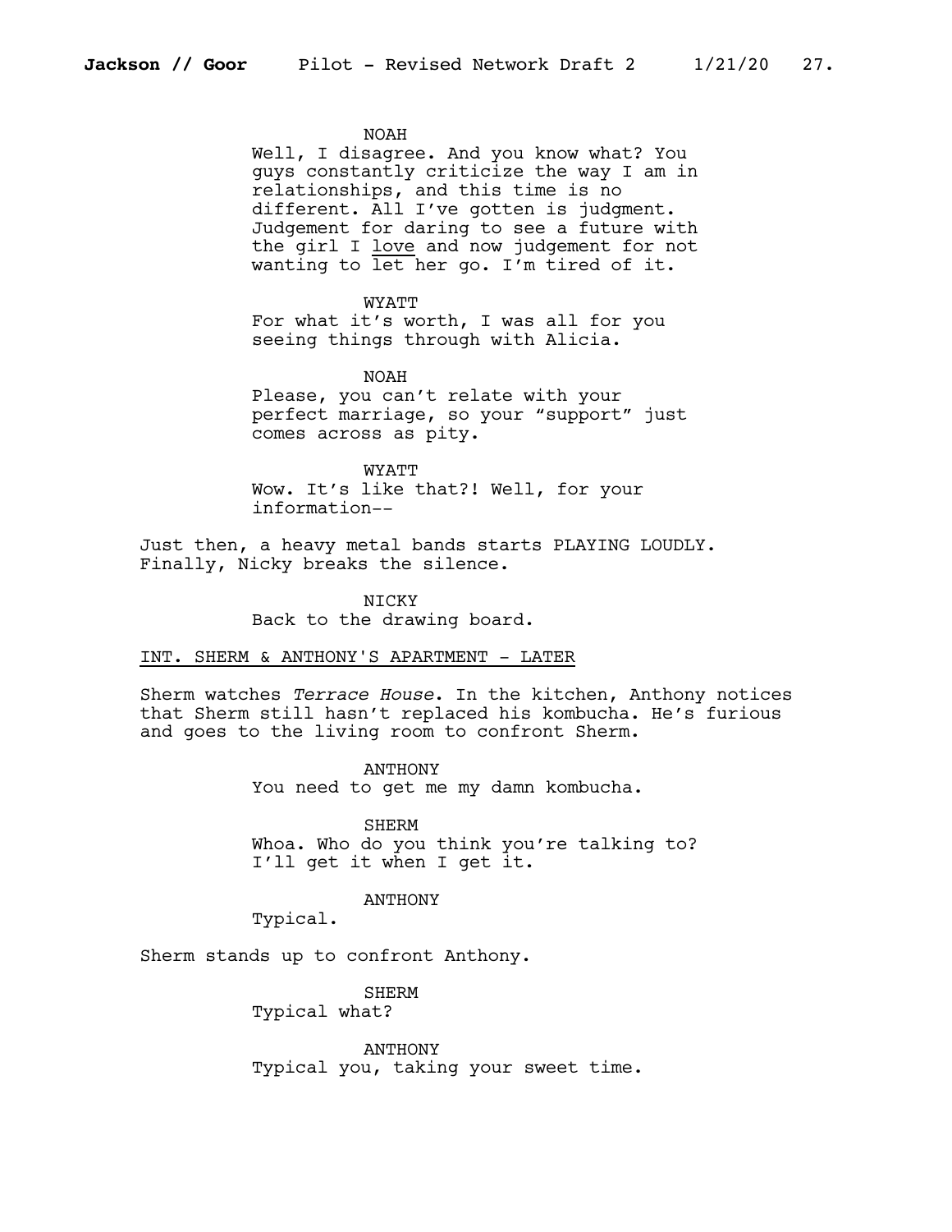NOAH

Well, I disagree. And you know what? You guys constantly criticize the way I am in relationships, and this time is no different. All I've gotten is judgment. Judgement for daring to see a future with the girl I <u>love</u> and now judgement for not wanting to let her go. I'm tired of it.

WYATT

For what it's worth, I was all for you seeing things through with Alicia.

NOAH

Please, you can't relate with your perfect marriage, so your "support" just comes across as pity.

WYATT

Wow. It's like that?! Well, for your information--

Just then, a heavy metal bands starts PLAYING LOUDLY. Finally, Nicky breaks the silence.

NICKY

Back to the drawing board.

INT. SHERM & ANTHONY'S APARTMENT - LATER

Sherm watches *Terrace House*. In the kitchen, Anthony notices that Sherm still hasn't replaced his kombucha. He's furious and goes to the living room to confront Sherm.

ANTHONY

You need to get me my damn kombucha.

SHERM

Whoa. Who do you think you're talking to? I'll get it when I get it.

ANTHONY

Typical.

Sherm stands up to confront Anthony.

SHERM

Typical what?

ANTHONY

Typical you, taking your sweet time.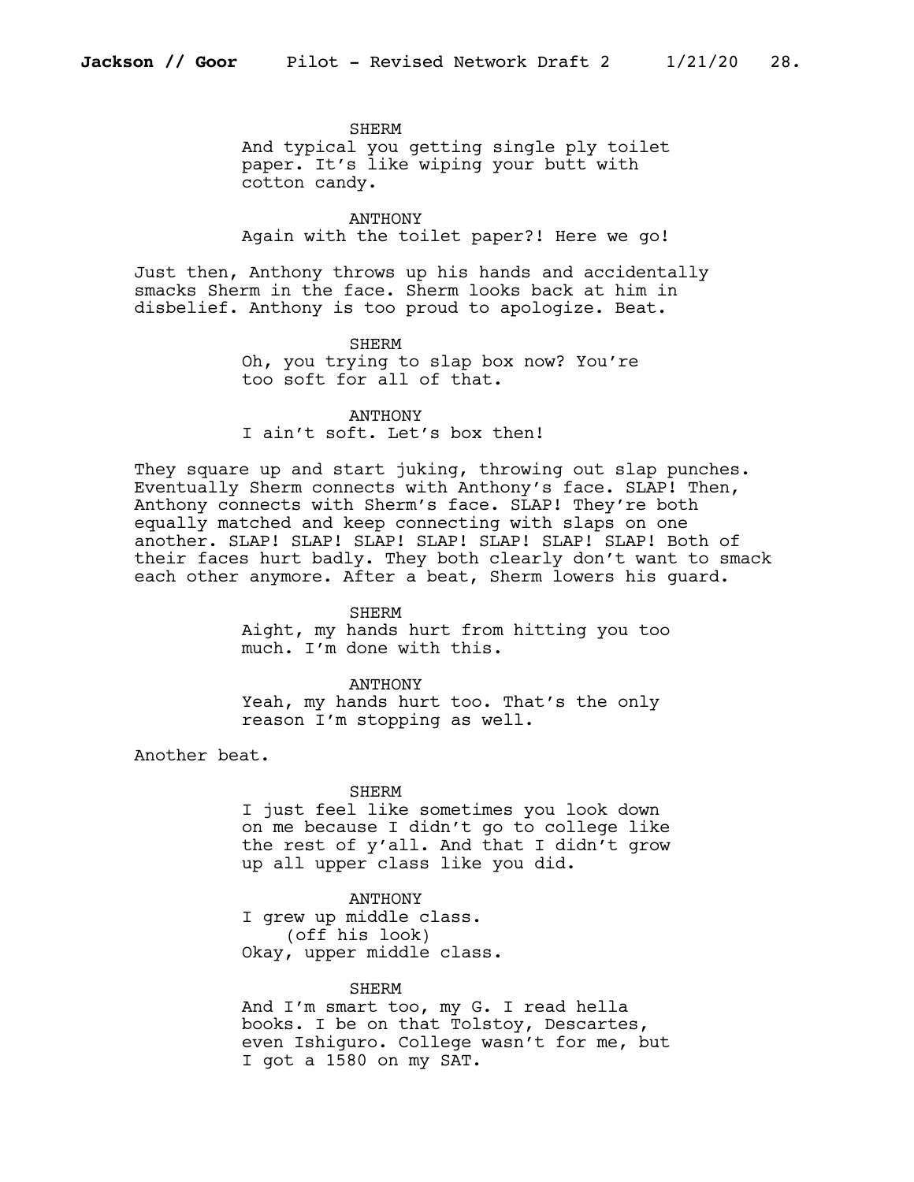SHERM
And typical you getting single ply toilet paper. It's like wiping your butt with cotton candy.

ANTHONY
Again with the toilet paper?! Here we go!

Just then, Anthony throws up his hands and accidentally smacks Sherm in the face. Sherm looks back at him in disbelief. Anthony is too proud to apologize. Beat.

SHERM
Oh, you trying to slap box now? You're too soft for all of that.

ANTHONY
I ain't soft. Let's box then!

They square up and start juking, throwing out slap punches. Eventually Sherm connects with Anthony's face. SLAP! Then, Anthony connects with Sherm's face. SLAP! They're both equally matched and keep connecting with slaps on one another. SLAP! SLAP! SLAP! SLAP! SLAP! SLAP! SLAP! Both of their faces hurt badly. They both clearly don't want to smack each other anymore. After a beat, Sherm lowers his guard.

SHERM
Aight, my hands hurt from hitting you too much. I'm done with this.

ANTHONY
Yeah, my hands hurt too. That's the only reason I'm stopping as well.

Another beat.

SHERM
I just feel like sometimes you look down on me because I didn't go to college like the rest of y'all. And that I didn't grow up all upper class like you did.

ANTHONY
I grew up middle class.
(off his look)
Okay, upper middle class.

SHERM
And I'm smart too, my G. I read hella books. I be on that Tolstoy, Descartes, even Ishiguro. College wasn't for me, but I got a 1580 on my SAT.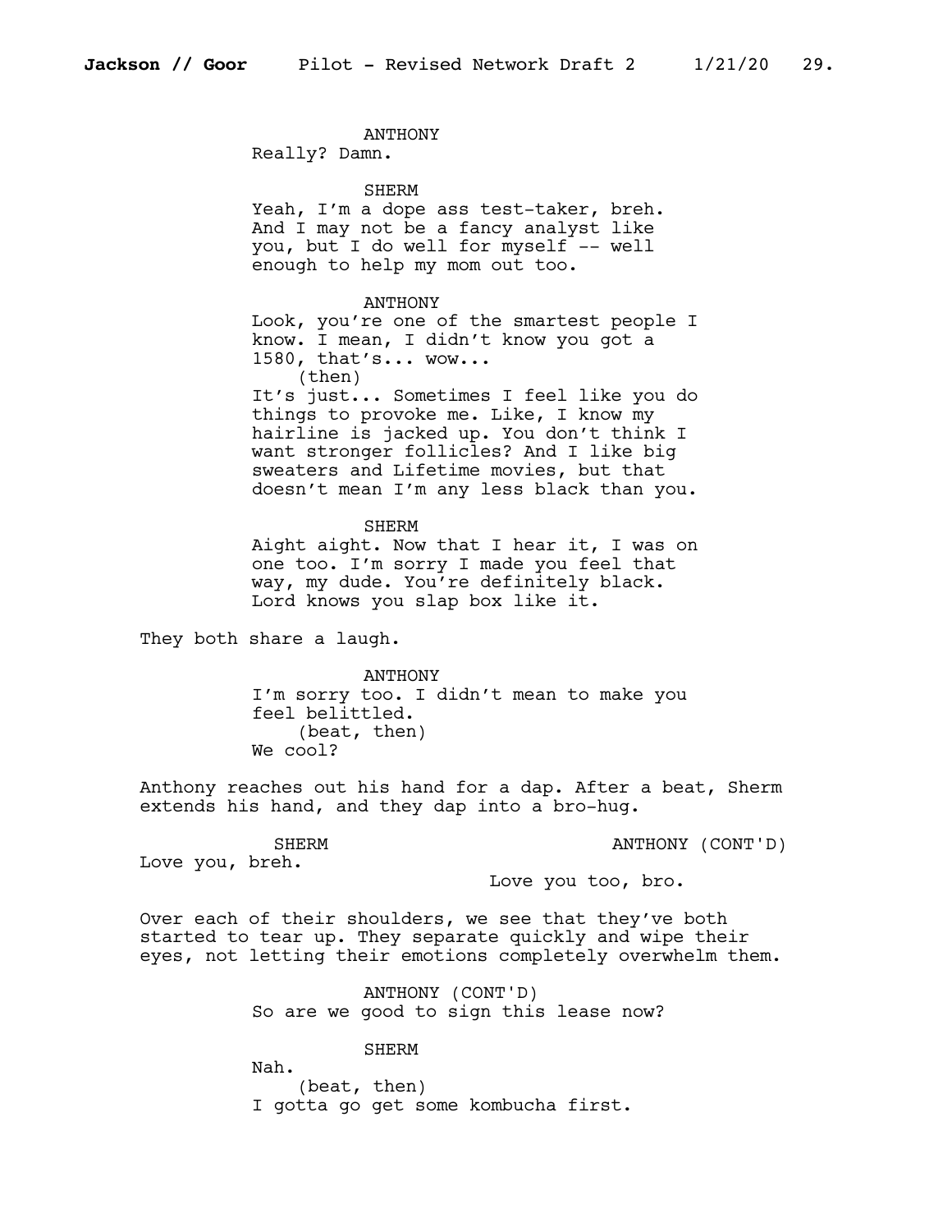ANTHONY
Really? Damn.

SHERM
Yeah, I'm a dope ass test-taker, breh. And I may not be a fancy analyst like you, but I do well for myself -- well enough to help my mom out too.

ANTHONY
Look, you're one of the smartest people I know. I mean, I didn't know you got a 1580, that's... wow...
(then)
It's just... Sometimes I feel like you do things to provoke me. Like, I know my hairline is jacked up. You don't think I want stronger follicles? And I like big sweaters and Lifetime movies, but that doesn't mean I'm any less black than you.

SHERM
Aight aight. Now that I hear it, I was on one too. I'm sorry I made you feel that way, my dude. You're definitely black. Lord knows you slap box like it.

They both share a laugh.

ANTHONY
I'm sorry too. I didn't mean to make you feel belittled.
(beat, then)
We cool?

Anthony reaches out his hand for a dap. After a beat, Sherm extends his hand, and they dap into a bro-hug.

SHERM
Love you, breh.

ANTHONY (CONT'D)
Love you too, bro.

Over each of their shoulders, we see that they've both started to tear up. They separate quickly and wipe their eyes, not letting their emotions completely overwhelm them.

ANTHONY (CONT'D)
So are we good to sign this lease now?

SHERM
Nah.
(beat, then)
I gotta go get some kombucha first.